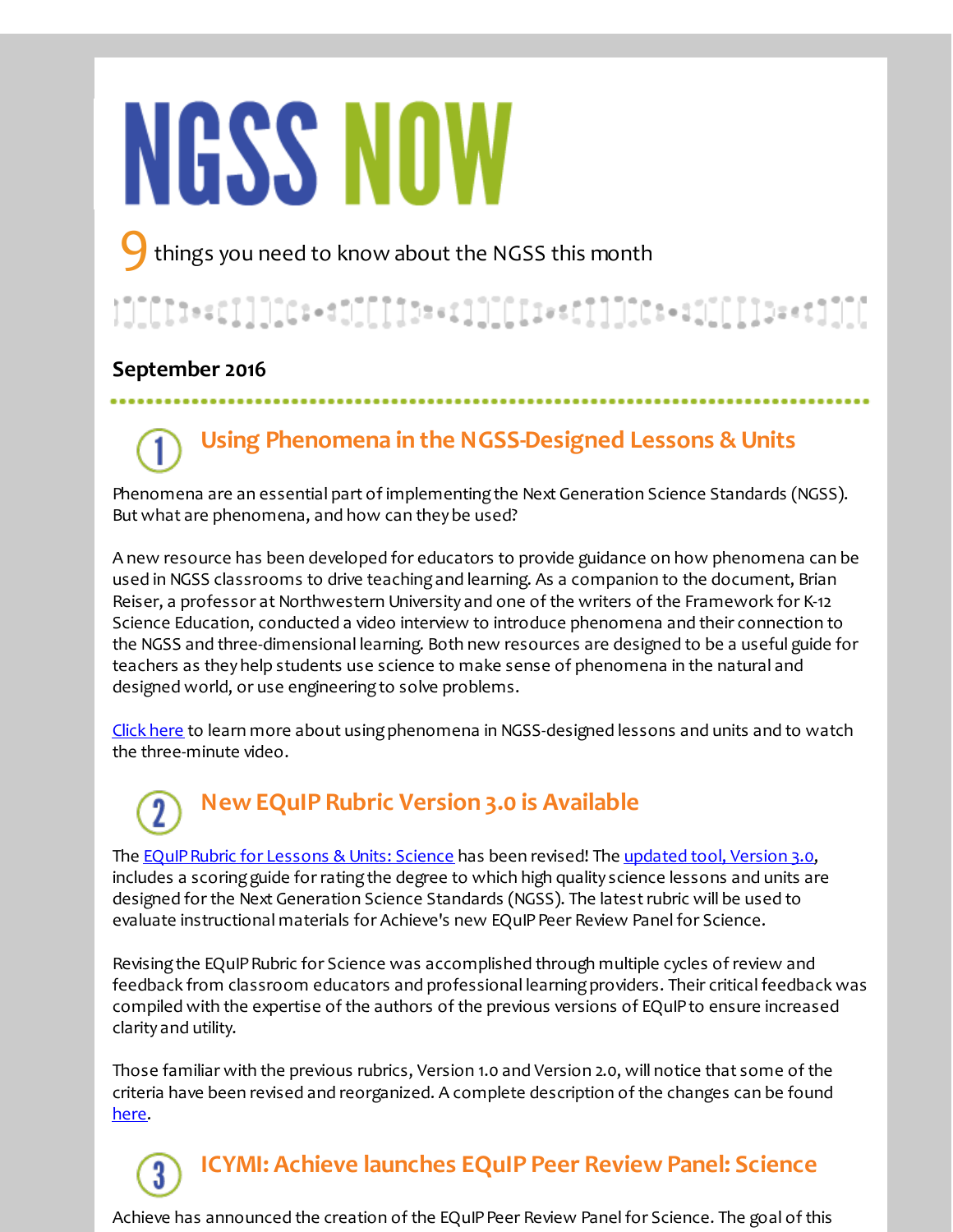# NGSS NOW

9 things you need to know about the NGSS this month

**September 2016**

## 1 Using Phenomena in the NGSS-Designed Lessons & Units

Phenomena are an essential part of implementing the Next Generation Science Standards (NGSS). But what are phenomena, and how can they be used?

A new resource has been developed for educators to provide guidance on how phenomena can be used in NGSS classrooms to drive teaching and learning. As a companion to the document, Brian Reiser, a professor at Northwestern University and one of the writers of the Framework for K-12 Science Education, conducted a video interview to introduce phenomena and their connection to the NGSS and three-dimensional learning. Both new resources are designed to be a useful guide for teachers as they help students use science to make sense of phenomena in the natural and designed world, or use engineering to solve problems.

Click here to learn more about using phenomena in NGSS-designed lessons and units and to watch the three-minute video.

## 2 New EQuIP Rubric Version 3.0 is Available

The EQuIP Rubric for Lessons & Units: Science has been revised! The updated tool, Version 3.0, includes a scoring guide for rating the degree to which high quality science lessons and units are designed for the Next Generation Science Standards (NGSS). The latest rubric will be used to evaluate instructional materials for Achieve's new EQuIP Peer Review Panel for Science.

Revising the EQuIP Rubric for Science was accomplished through multiple cycles of review and feedback from classroom educators and professional learning providers. Their critical feedback was compiled with the expertise of the authors of the previous versions of EQuIP to ensure increased clarity and utility.

Those familiar with the previous rubrics, Version 1.0 and Version 2.0, will notice that some of the criteria have been revised and reorganized. A complete description of the changes can be found here.

## 3 ICYMI: Achieve launches EQuIP Peer Review Panel: Science

Achieve has announced the creation of the EQuIP Peer Review Panel for Science. The goal of this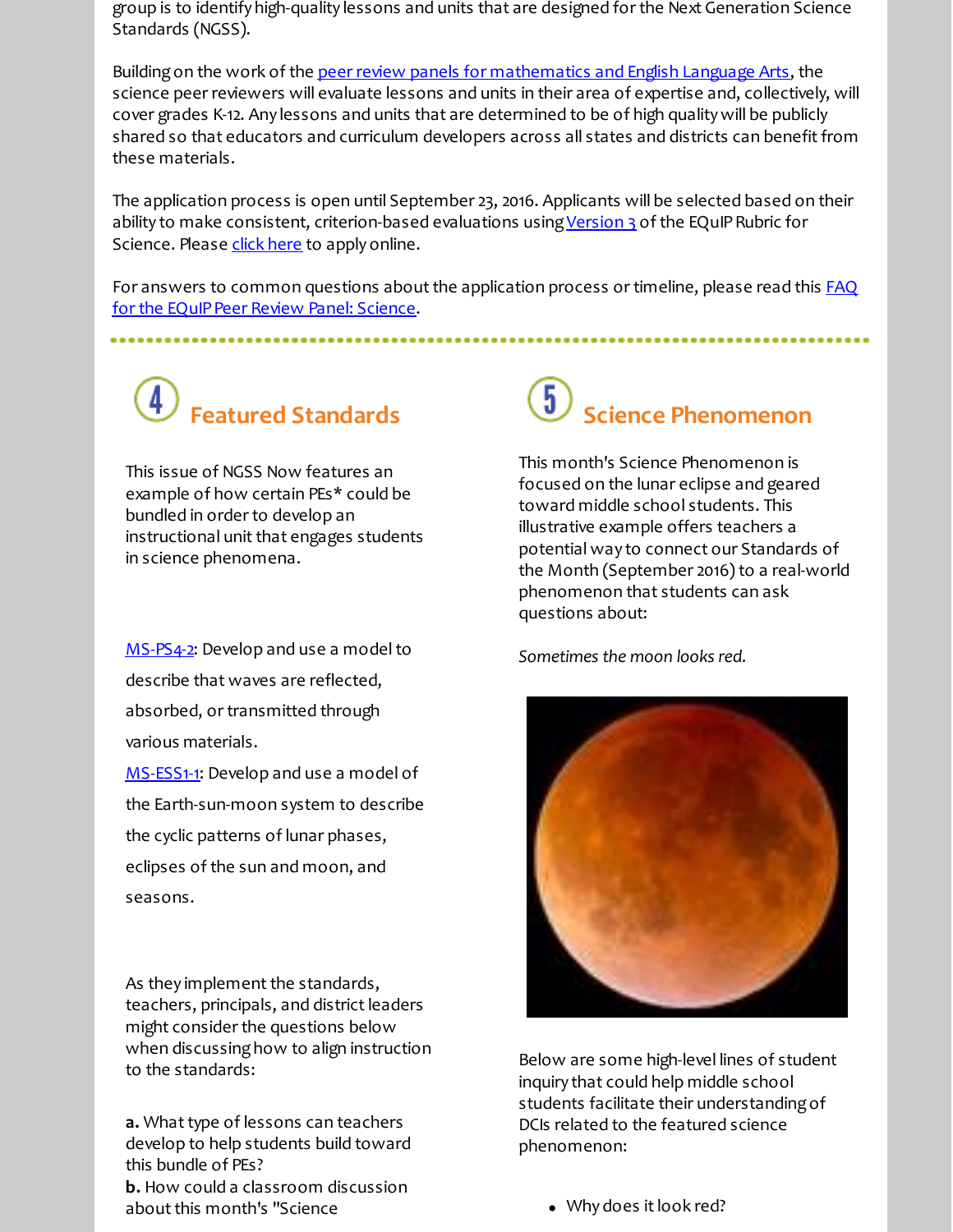group is to identify high-quality lessons and units that are designed for the Next Generation Science Standards (NGSS).

Building on the work of the peer review panels for mathematics and English Language Arts, the science peer reviewers will evaluate lessons and units in their area of expertise and, collectively, will cover grades K-12. Any lessons and units that are determined to be of high quality will be publicly shared so that educators and curriculum developers across all states and districts can benefit from these materials.

The application process is open until September 23, 2016. Applicants will be selected based on their ability to make consistent, criterion-based evaluations using Version 3 of the EQuIP Rubric for Science. Please click here to apply online.

For answers to common questions about the application process or timeline, please read this FAQ for the EQuIP Peer Review Panel: Science.

## 4 Featured Standards

This issue of NGSS Now features an example of how certain PEs* could be bundled in order to develop an instructional unit that engages students in science phenomena.

MS-PS4-2: Develop and use a model to describe that waves are reflected, absorbed, or transmitted through various materials.

MS-ESS1-1: Develop and use a model of the Earth-sun-moon system to describe the cyclic patterns of lunar phases, eclipses of the sun and moon, and seasons.

As they implement the standards, teachers, principals, and district leaders might consider the questions below when discussing how to align instruction to the standards:

**a.** What type of lessons can teachers develop to help students build toward this bundle of PEs?

**b.** How could a classroom discussion about this month's "Science

## 5 Science Phenomenon

This month's Science Phenomenon is focused on the lunar eclipse and geared toward middle school students. This illustrative example offers teachers a potential way to connect our Standards of the Month (September 2016) to a real-world phenomenon that students can ask questions about:

*Sometimes the moon looks red.*

Below are some high-level lines of student inquiry that could help middle school students facilitate their understanding of DCIs related to the featured science phenomenon:

- Why does it look red?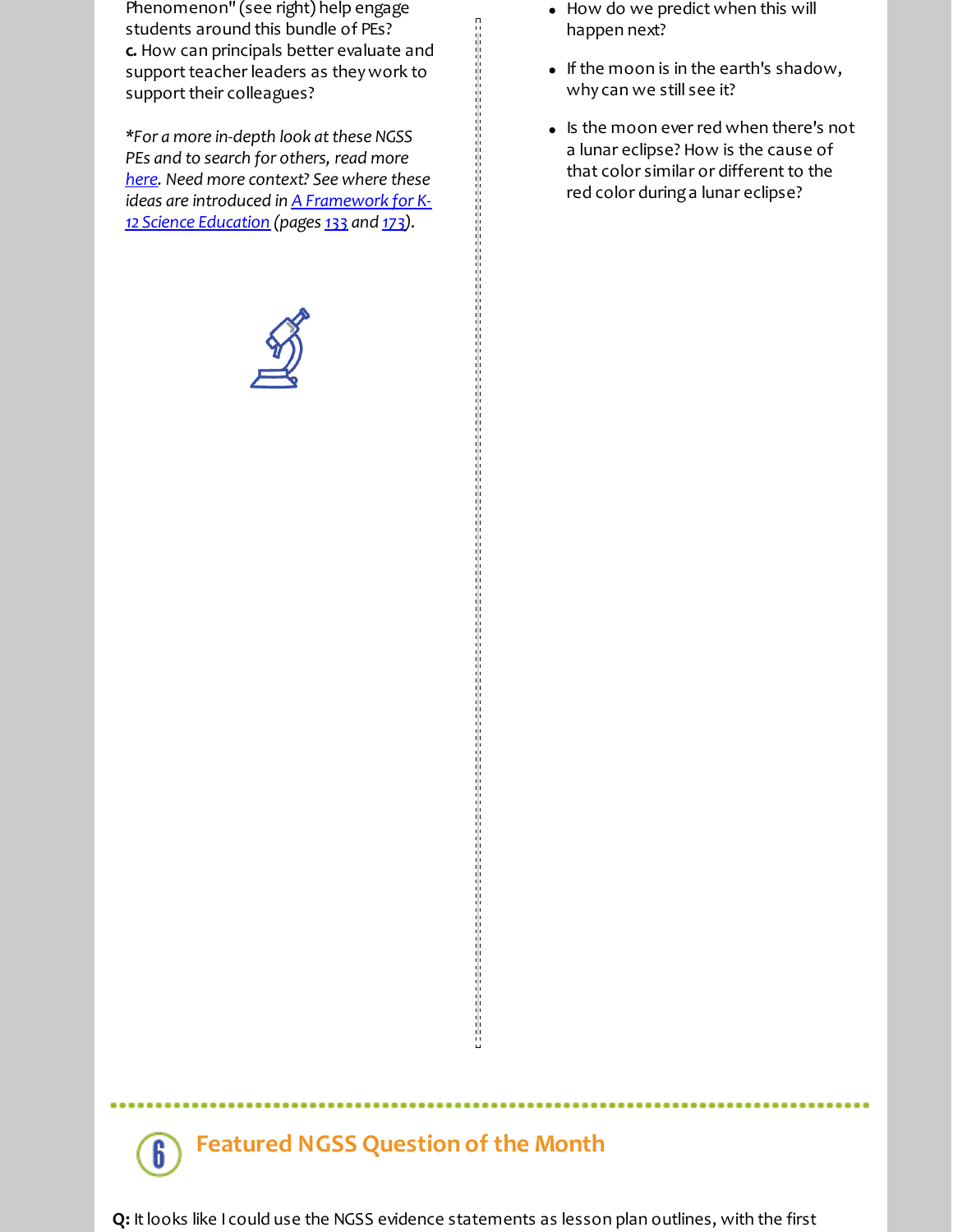Phenomenon" (see right) help engage students around this bundle of PEs?
**c.** How can principals better evaluate and support teacher leaders as they work to support their colleagues?

*\*For a more in-depth look at these NGSS PEs and to search for others, read more [here](). Need more context? See where these ideas are introduced in [A Framework for K-12 Science Education]() (pages [133]() and [173]()).*

- How do we predict when this will happen next?
- If the moon is in the earth's shadow, why can we still see it?
- Is the moon ever red when there's not a lunar eclipse? How is the cause of that color similar or different to the red color during a lunar eclipse?

## 6 Featured NGSS Question of the Month

**Q:** It looks like I could use the NGSS evidence statements as lesson plan outlines, with the first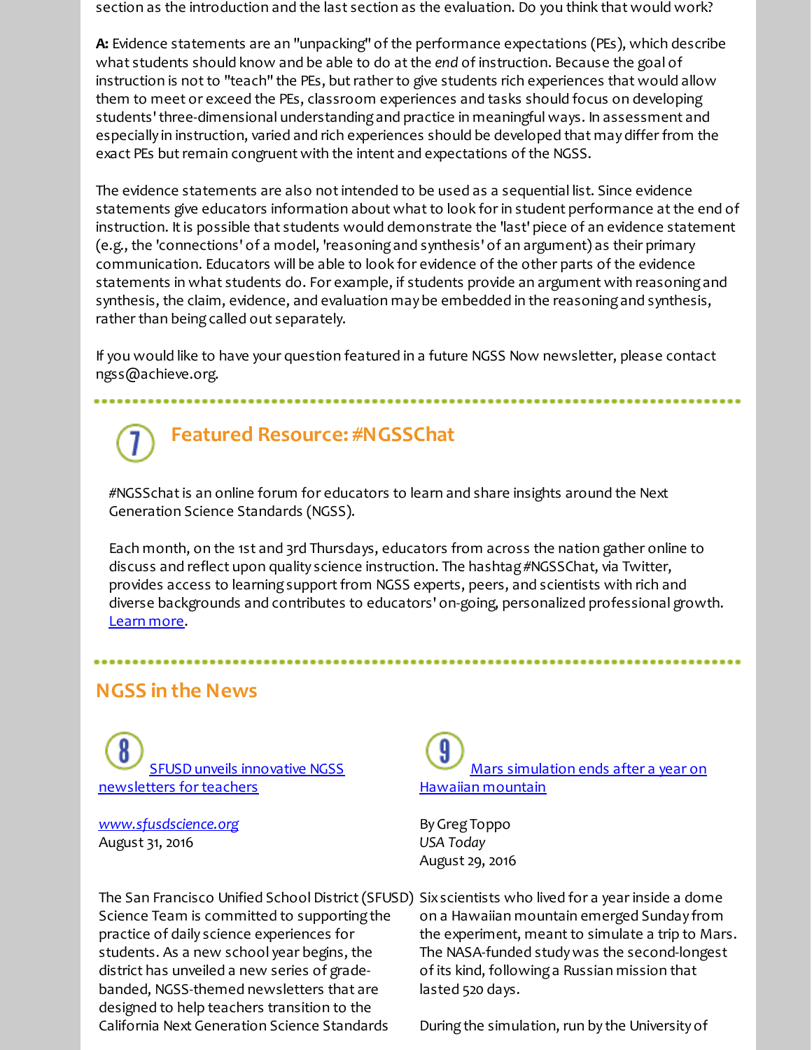section as the introduction and the last section as the evaluation. Do you think that would work?

**A:** Evidence statements are an "unpacking" of the performance expectations (PEs), which describe what students should know and be able to do at the *end* of instruction. Because the goal of instruction is not to "teach" the PEs, but rather to give students rich experiences that would allow them to meet or exceed the PEs, classroom experiences and tasks should focus on developing students' three-dimensional understanding and practice in meaningful ways. In assessment and especially in instruction, varied and rich experiences should be developed that may differ from the exact PEs but remain congruent with the intent and expectations of the NGSS.

The evidence statements are also not intended to be used as a sequential list. Since evidence statements give educators information about what to look for in student performance at the end of instruction. It is possible that students would demonstrate the 'last' piece of an evidence statement (e.g., the 'connections' of a model, 'reasoning and synthesis' of an argument) as their primary communication. Educators will be able to look for evidence of the other parts of the evidence statements in what students do. For example, if students provide an argument with reasoning and synthesis, the claim, evidence, and evaluation may be embedded in the reasoning and synthesis, rather than being called out separately.

If you would like to have your question featured in a future NGSS Now newsletter, please contact ngss@achieve.org.

## 7 Featured Resource: #NGSSChat

#NGSSchat is an online forum for educators to learn and share insights around the Next Generation Science Standards (NGSS).

Each month, on the 1st and 3rd Thursdays, educators from across the nation gather online to discuss and reflect upon quality science instruction. The hashtag #NGSSChat, via Twitter, provides access to learning support from NGSS experts, peers, and scientists with rich and diverse backgrounds and contributes to educators' on-going, personalized professional growth. Learn more.

## NGSS in the News

### 8 SFUSD unveils innovative NGSS newsletters for teachers

*www.sfusdscience.org*
August 31, 2016

The San Francisco Unified School District (SFUSD) Science Team is committed to supporting the practice of daily science experiences for students. As a new school year begins, the district has unveiled a new series of grade-banded, NGSS-themed newsletters that are designed to help teachers transition to the California Next Generation Science Standards

### 9 Mars simulation ends after a year on Hawaiian mountain

By Greg Toppo
*USA Today*
August 29, 2016

Six scientists who lived for a year inside a dome on a Hawaiian mountain emerged Sunday from the experiment, meant to simulate a trip to Mars. The NASA-funded study was the second-longest of its kind, following a Russian mission that lasted 520 days.

During the simulation, run by the University of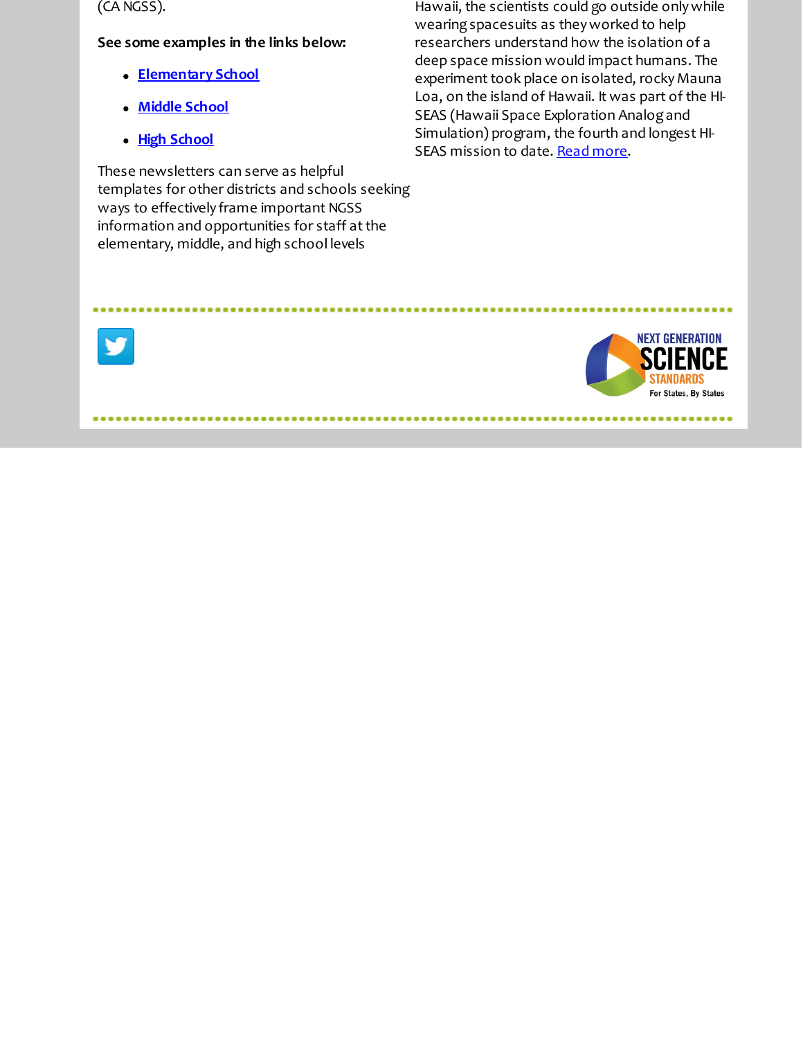(CA NGSS).

**See some examples in the links below:**

- **Elementary School**
- **Middle School**
- **High School**

These newsletters can serve as helpful templates for other districts and schools seeking ways to effectively frame important NGSS information and opportunities for staff at the elementary, middle, and high school levels

Hawaii, the scientists could go outside only while wearing spacesuits as they worked to help researchers understand how the isolation of a deep space mission would impact humans. The experiment took place on isolated, rocky Mauna Loa, on the island of Hawaii. It was part of the HI-SEAS (Hawaii Space Exploration Analog and Simulation) program, the fourth and longest HI-SEAS mission to date. Read more.

NEXT GENERATION SCIENCE STANDARDS For States, By States